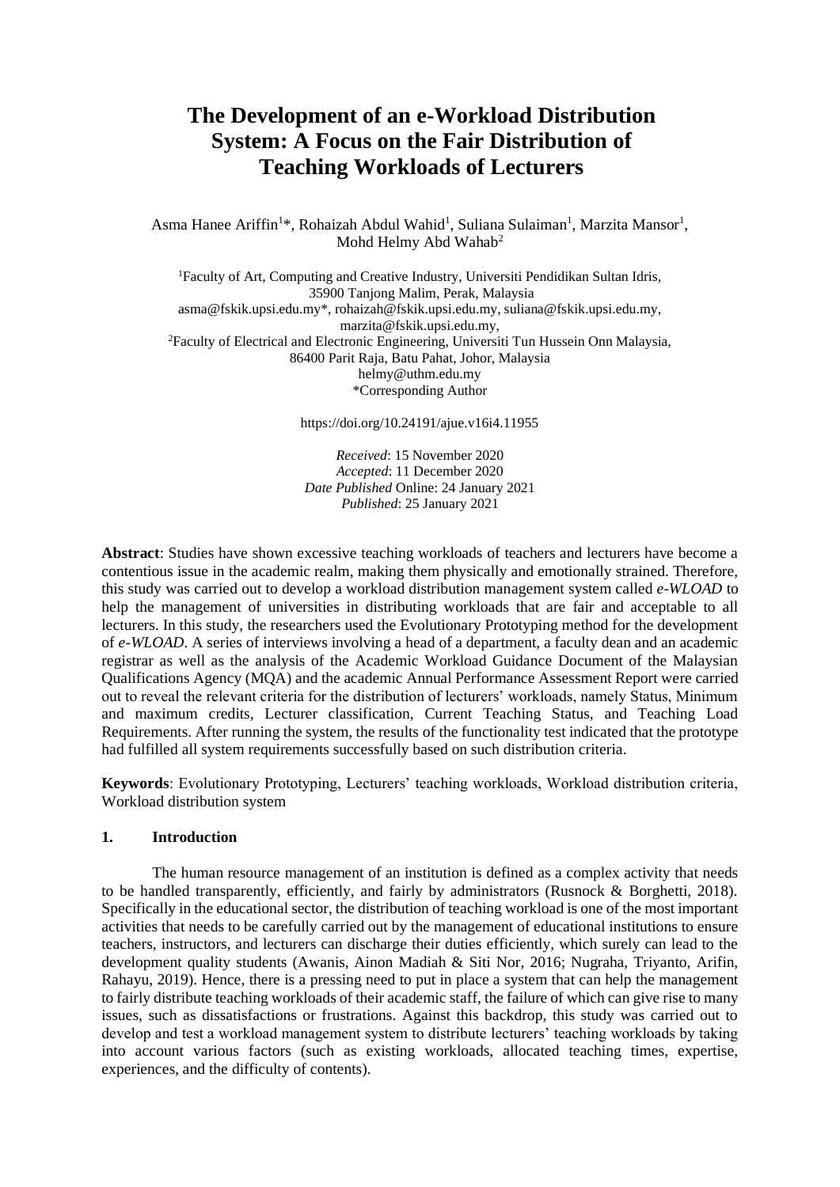# The Development of an e-Workload Distribution System: A Focus on the Fair Distribution of Teaching Workloads of Lecturers

Asma Hanee Ariffin[1]*, Rohaizah Abdul Wahid[1], Suliana Sulaiman[1], Marzita Mansor[1], Mohd Helmy Abd Wahab[2]

[1]Faculty of Art, Computing and Creative Industry, Universiti Pendidikan Sultan Idris, 35900 Tanjong Malim, Perak, Malaysia
asma@fskik.upsi.edu.my*, rohaizah@fskik.upsi.edu.my, suliana@fskik.upsi.edu.my, marzita@fskik.upsi.edu.my,
[2]Faculty of Electrical and Electronic Engineering, Universiti Tun Hussein Onn Malaysia, 86400 Parit Raja, Batu Pahat, Johor, Malaysia
helmy@uthm.edu.my
*Corresponding Author

https://doi.org/10.24191/ajue.v16i4.11955

*Received*: 15 November 2020
*Accepted*: 11 December 2020
*Date Published* Online: 24 January 2021
*Published*: 25 January 2021

**Abstract**: Studies have shown excessive teaching workloads of teachers and lecturers have become a contentious issue in the academic realm, making them physically and emotionally strained. Therefore, this study was carried out to develop a workload distribution management system called *e-WLOAD* to help the management of universities in distributing workloads that are fair and acceptable to all lecturers. In this study, the researchers used the Evolutionary Prototyping method for the development of *e-WLOAD*. A series of interviews involving a head of a department, a faculty dean and an academic registrar as well as the analysis of the Academic Workload Guidance Document of the Malaysian Qualifications Agency (MQA) and the academic Annual Performance Assessment Report were carried out to reveal the relevant criteria for the distribution of lecturers' workloads, namely Status, Minimum and maximum credits, Lecturer classification, Current Teaching Status, and Teaching Load Requirements. After running the system, the results of the functionality test indicated that the prototype had fulfilled all system requirements successfully based on such distribution criteria.

**Keywords**: Evolutionary Prototyping, Lecturers' teaching workloads, Workload distribution criteria, Workload distribution system

## 1. Introduction

The human resource management of an institution is defined as a complex activity that needs to be handled transparently, efficiently, and fairly by administrators (Rusnock & Borghetti, 2018). Specifically in the educational sector, the distribution of teaching workload is one of the most important activities that needs to be carefully carried out by the management of educational institutions to ensure teachers, instructors, and lecturers can discharge their duties efficiently, which surely can lead to the development quality students (Awanis, Ainon Madiah & Siti Nor, 2016; Nugraha, Triyanto, Arifin, Rahayu, 2019). Hence, there is a pressing need to put in place a system that can help the management to fairly distribute teaching workloads of their academic staff, the failure of which can give rise to many issues, such as dissatisfactions or frustrations. Against this backdrop, this study was carried out to develop and test a workload management system to distribute lecturers' teaching workloads by taking into account various factors (such as existing workloads, allocated teaching times, expertise, experiences, and the difficulty of contents).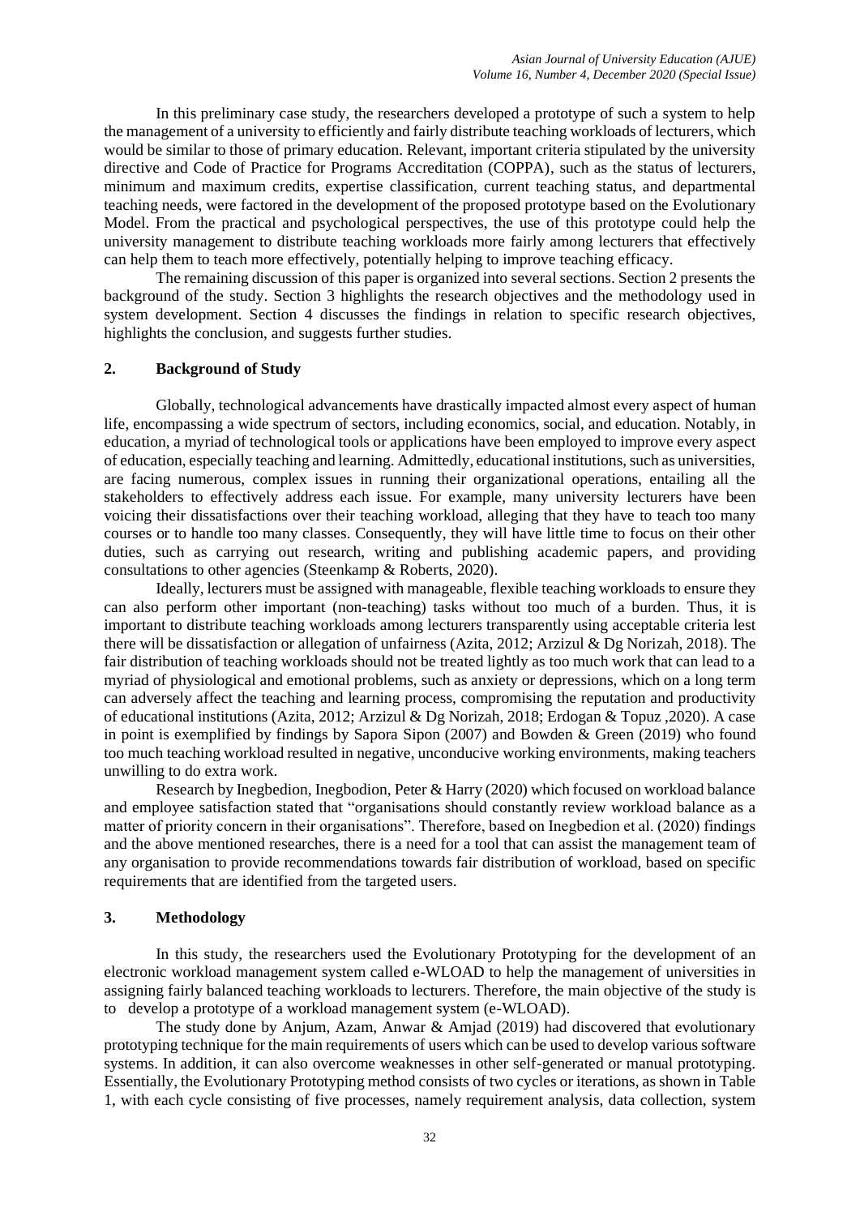In this preliminary case study, the researchers developed a prototype of such a system to help the management of a university to efficiently and fairly distribute teaching workloads of lecturers, which would be similar to those of primary education. Relevant, important criteria stipulated by the university directive and Code of Practice for Programs Accreditation (COPPA), such as the status of lecturers, minimum and maximum credits, expertise classification, current teaching status, and departmental teaching needs, were factored in the development of the proposed prototype based on the Evolutionary Model. From the practical and psychological perspectives, the use of this prototype could help the university management to distribute teaching workloads more fairly among lecturers that effectively can help them to teach more effectively, potentially helping to improve teaching efficacy.

The remaining discussion of this paper is organized into several sections. Section 2 presents the background of the study. Section 3 highlights the research objectives and the methodology used in system development. Section 4 discusses the findings in relation to specific research objectives, highlights the conclusion, and suggests further studies.

## 2. Background of Study

Globally, technological advancements have drastically impacted almost every aspect of human life, encompassing a wide spectrum of sectors, including economics, social, and education. Notably, in education, a myriad of technological tools or applications have been employed to improve every aspect of education, especially teaching and learning. Admittedly, educational institutions, such as universities, are facing numerous, complex issues in running their organizational operations, entailing all the stakeholders to effectively address each issue. For example, many university lecturers have been voicing their dissatisfactions over their teaching workload, alleging that they have to teach too many courses or to handle too many classes. Consequently, they will have little time to focus on their other duties, such as carrying out research, writing and publishing academic papers, and providing consultations to other agencies (Steenkamp & Roberts, 2020).

Ideally, lecturers must be assigned with manageable, flexible teaching workloads to ensure they can also perform other important (non-teaching) tasks without too much of a burden. Thus, it is important to distribute teaching workloads among lecturers transparently using acceptable criteria lest there will be dissatisfaction or allegation of unfairness (Azita, 2012; Arzizul & Dg Norizah, 2018). The fair distribution of teaching workloads should not be treated lightly as too much work that can lead to a myriad of physiological and emotional problems, such as anxiety or depressions, which on a long term can adversely affect the teaching and learning process, compromising the reputation and productivity of educational institutions (Azita, 2012; Arzizul & Dg Norizah, 2018; Erdogan & Topuz ,2020). A case in point is exemplified by findings by Sapora Sipon (2007) and Bowden & Green (2019) who found too much teaching workload resulted in negative, unconducive working environments, making teachers unwilling to do extra work.

Research by Inegbedion, Inegbodion, Peter & Harry (2020) which focused on workload balance and employee satisfaction stated that "organisations should constantly review workload balance as a matter of priority concern in their organisations". Therefore, based on Inegbedion et al. (2020) findings and the above mentioned researches, there is a need for a tool that can assist the management team of any organisation to provide recommendations towards fair distribution of workload, based on specific requirements that are identified from the targeted users.

## 3. Methodology

In this study, the researchers used the Evolutionary Prototyping for the development of an electronic workload management system called e-WLOAD to help the management of universities in assigning fairly balanced teaching workloads to lecturers. Therefore, the main objective of the study is to develop a prototype of a workload management system (e-WLOAD).

The study done by Anjum, Azam, Anwar & Amjad (2019) had discovered that evolutionary prototyping technique for the main requirements of users which can be used to develop various software systems. In addition, it can also overcome weaknesses in other self-generated or manual prototyping. Essentially, the Evolutionary Prototyping method consists of two cycles or iterations, as shown in Table 1, with each cycle consisting of five processes, namely requirement analysis, data collection, system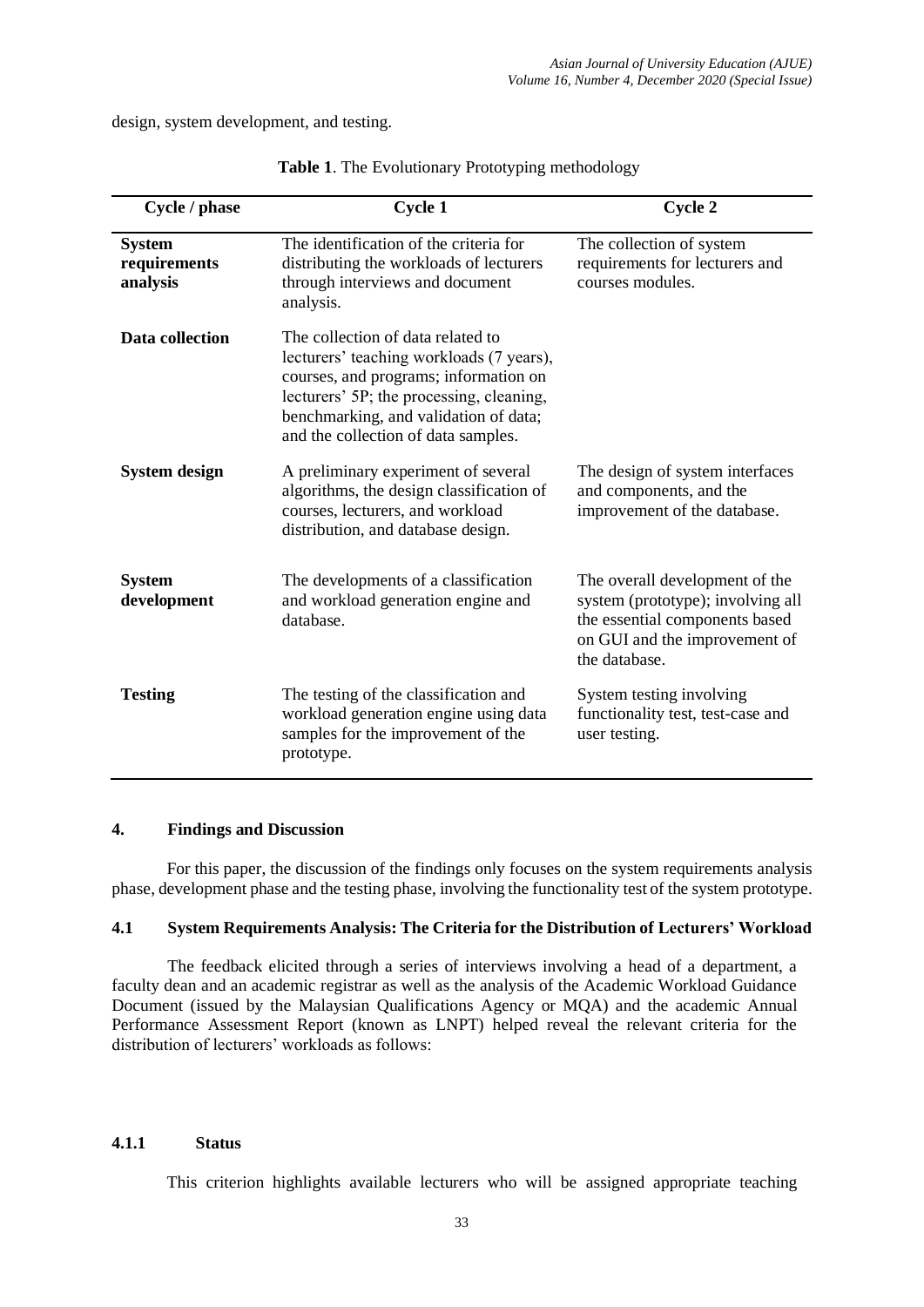design, system development, and testing.

**Table 1**. The Evolutionary Prototyping methodology

| Cycle / phase | Cycle 1 | Cycle 2 |
|---|---|---|
| **System requirements analysis** | The identification of the criteria for distributing the workloads of lecturers through interviews and document analysis. | The collection of system requirements for lecturers and courses modules. |
| **Data collection** | The collection of data related to lecturers' teaching workloads (7 years), courses, and programs; information on lecturers' 5P; the processing, cleaning, benchmarking, and validation of data; and the collection of data samples. | |
| **System design** | A preliminary experiment of several algorithms, the design classification of courses, lecturers, and workload distribution, and database design. | The design of system interfaces and components, and the improvement of the database. |
| **System development** | The developments of a classification and workload generation engine and database. | The overall development of the system (prototype); involving all the essential components based on GUI and the improvement of the database. |
| **Testing** | The testing of the classification and workload generation engine using data samples for the improvement of the prototype. | System testing involving functionality test, test-case and user testing. |

## 4. Findings and Discussion

For this paper, the discussion of the findings only focuses on the system requirements analysis phase, development phase and the testing phase, involving the functionality test of the system prototype.

### 4.1 System Requirements Analysis: The Criteria for the Distribution of Lecturers' Workload

The feedback elicited through a series of interviews involving a head of a department, a faculty dean and an academic registrar as well as the analysis of the Academic Workload Guidance Document (issued by the Malaysian Qualifications Agency or MQA) and the academic Annual Performance Assessment Report (known as LNPT) helped reveal the relevant criteria for the distribution of lecturers' workloads as follows:

#### 4.1.1 Status

This criterion highlights available lecturers who will be assigned appropriate teaching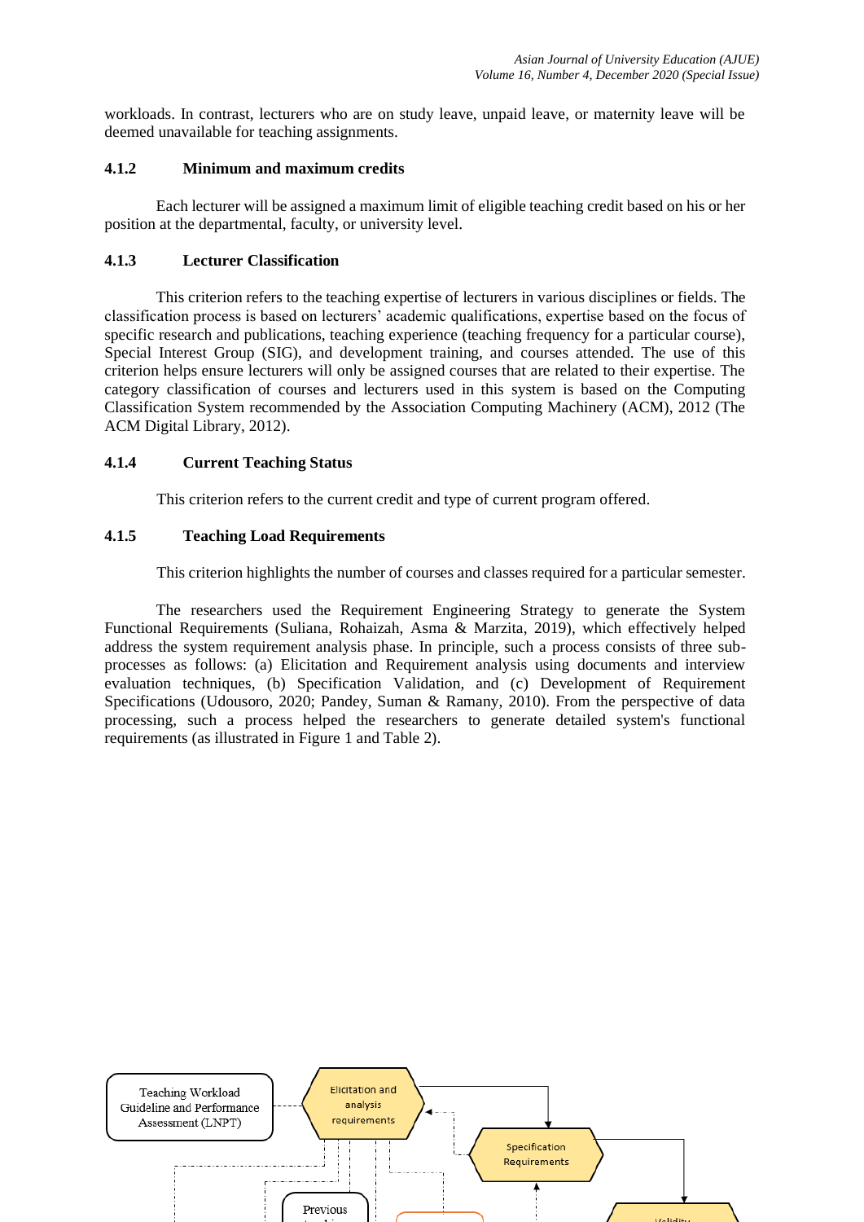workloads. In contrast, lecturers who are on study leave, unpaid leave, or maternity leave will be deemed unavailable for teaching assignments.

#### 4.1.2 Minimum and maximum credits

Each lecturer will be assigned a maximum limit of eligible teaching credit based on his or her position at the departmental, faculty, or university level.

#### 4.1.3 Lecturer Classification

This criterion refers to the teaching expertise of lecturers in various disciplines or fields. The classification process is based on lecturers' academic qualifications, expertise based on the focus of specific research and publications, teaching experience (teaching frequency for a particular course), Special Interest Group (SIG), and development training, and courses attended. The use of this criterion helps ensure lecturers will only be assigned courses that are related to their expertise. The category classification of courses and lecturers used in this system is based on the Computing Classification System recommended by the Association Computing Machinery (ACM), 2012 (The ACM Digital Library, 2012).

#### 4.1.4 Current Teaching Status

This criterion refers to the current credit and type of current program offered.

#### 4.1.5 Teaching Load Requirements

This criterion highlights the number of courses and classes required for a particular semester.

The researchers used the Requirement Engineering Strategy to generate the System Functional Requirements (Suliana, Rohaizah, Asma & Marzita, 2019), which effectively helped address the system requirement analysis phase. In principle, such a process consists of three sub-processes as follows: (a) Elicitation and Requirement analysis using documents and interview evaluation techniques, (b) Specification Validation, and (c) Development of Requirement Specifications (Udousoro, 2020; Pandey, Suman & Ramany, 2010). From the perspective of data processing, such a process helped the researchers to generate detailed system's functional requirements (as illustrated in Figure 1 and Table 2).

Teaching Workload Guideline and Performance Assessment (LNPT)

Elicitation and analysis requirements

Specification Requirements

Previous

Validity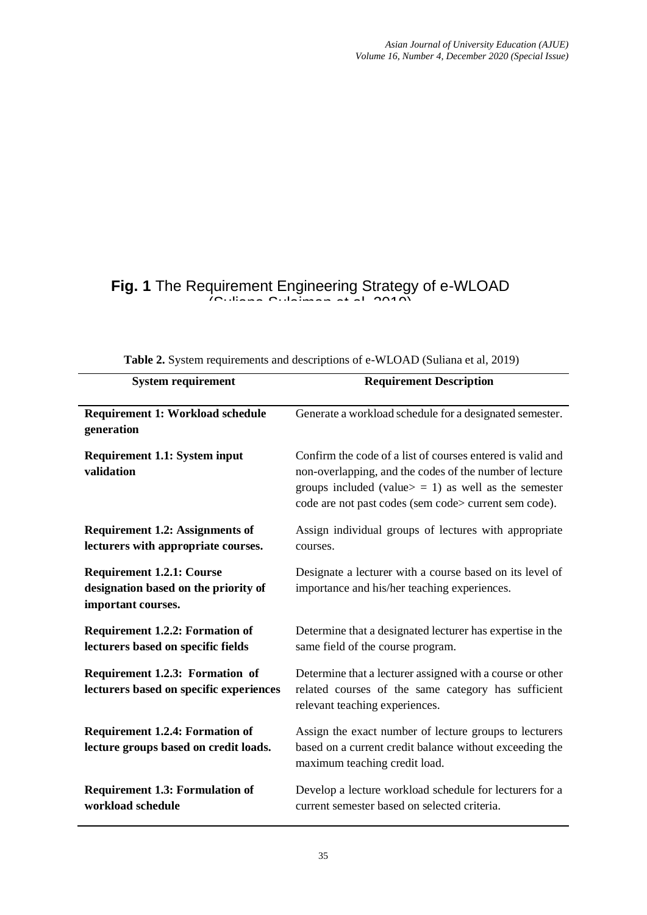**Fig. 1** The Requirement Engineering Strategy of e-WLOAD (Suliana Sulaiman et al, 2019)

**Table 2.** System requirements and descriptions of e-WLOAD (Suliana et al, 2019)

| System requirement | Requirement Description |
|---|---|
| **Requirement 1: Workload schedule generation** | Generate a workload schedule for a designated semester. |
| **Requirement 1.1: System input validation** | Confirm the code of a list of courses entered is valid and non-overlapping, and the codes of the number of lecture groups included (value> = 1) as well as the semester code are not past codes (sem code> current sem code). |
| **Requirement 1.2: Assignments of lecturers with appropriate courses.** | Assign individual groups of lectures with appropriate courses. |
| **Requirement 1.2.1: Course designation based on the priority of important courses.** | Designate a lecturer with a course based on its level of importance and his/her teaching experiences. |
| **Requirement 1.2.2: Formation of lecturers based on specific fields** | Determine that a designated lecturer has expertise in the same field of the course program. |
| **Requirement 1.2.3: Formation of lecturers based on specific experiences** | Determine that a lecturer assigned with a course or other related courses of the same category has sufficient relevant teaching experiences. |
| **Requirement 1.2.4: Formation of lecture groups based on credit loads.** | Assign the exact number of lecture groups to lecturers based on a current credit balance without exceeding the maximum teaching credit load. |
| **Requirement 1.3: Formulation of workload schedule** | Develop a lecture workload schedule for lecturers for a current semester based on selected criteria. |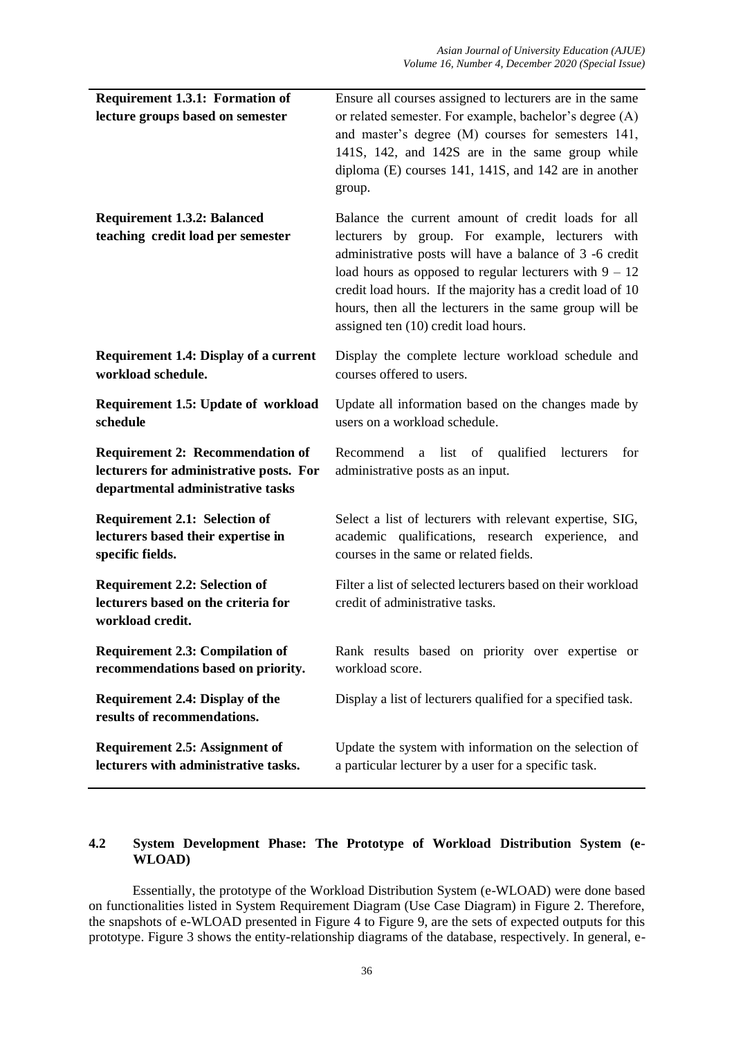| | |
|---|---|
| **Requirement 1.3.1: Formation of lecture groups based on semester** | Ensure all courses assigned to lecturers are in the same or related semester. For example, bachelor's degree (A) and master's degree (M) courses for semesters 141, 141S, 142, and 142S are in the same group while diploma (E) courses 141, 141S, and 142 are in another group. |
| **Requirement 1.3.2: Balanced teaching credit load per semester** | Balance the current amount of credit loads for all lecturers by group. For example, lecturers with administrative posts will have a balance of 3 -6 credit load hours as opposed to regular lecturers with 9 – 12 credit load hours. If the majority has a credit load of 10 hours, then all the lecturers in the same group will be assigned ten (10) credit load hours. |
| **Requirement 1.4: Display of a current workload schedule.** | Display the complete lecture workload schedule and courses offered to users. |
| **Requirement 1.5: Update of workload schedule** | Update all information based on the changes made by users on a workload schedule. |
| **Requirement 2: Recommendation of lecturers for administrative posts. For departmental administrative tasks** | Recommend a list of qualified lecturers for administrative posts as an input. |
| **Requirement 2.1: Selection of lecturers based their expertise in specific fields.** | Select a list of lecturers with relevant expertise, SIG, academic qualifications, research experience, and courses in the same or related fields. |
| **Requirement 2.2: Selection of lecturers based on the criteria for workload credit.** | Filter a list of selected lecturers based on their workload credit of administrative tasks. |
| **Requirement 2.3: Compilation of recommendations based on priority.** | Rank results based on priority over expertise or workload score. |
| **Requirement 2.4: Display of the results of recommendations.** | Display a list of lecturers qualified for a specified task. |
| **Requirement 2.5: Assignment of lecturers with administrative tasks.** | Update the system with information on the selection of a particular lecturer by a user for a specific task. |

### 4.2 System Development Phase: The Prototype of Workload Distribution System (e-WLOAD)

Essentially, the prototype of the Workload Distribution System (e-WLOAD) were done based on functionalities listed in System Requirement Diagram (Use Case Diagram) in Figure 2. Therefore, the snapshots of e-WLOAD presented in Figure 4 to Figure 9, are the sets of expected outputs for this prototype. Figure 3 shows the entity-relationship diagrams of the database, respectively. In general, e-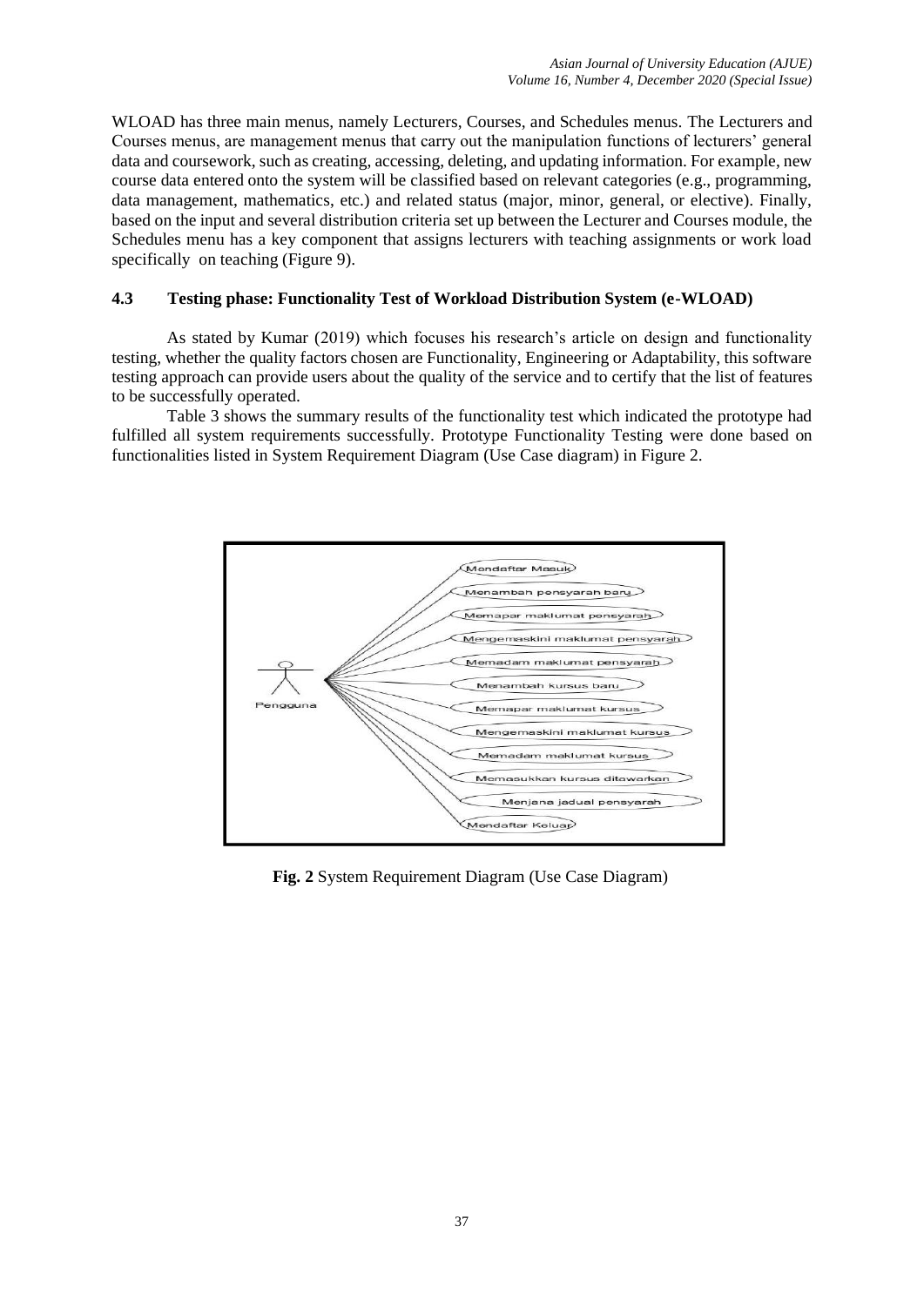WLOAD has three main menus, namely Lecturers, Courses, and Schedules menus. The Lecturers and Courses menus, are management menus that carry out the manipulation functions of lecturers' general data and coursework, such as creating, accessing, deleting, and updating information. For example, new course data entered onto the system will be classified based on relevant categories (e.g., programming, data management, mathematics, etc.) and related status (major, minor, general, or elective). Finally, based on the input and several distribution criteria set up between the Lecturer and Courses module, the Schedules menu has a key component that assigns lecturers with teaching assignments or work load specifically on teaching (Figure 9).

### 4.3 Testing phase: Functionality Test of Workload Distribution System (e-WLOAD)

As stated by Kumar (2019) which focuses his research's article on design and functionality testing, whether the quality factors chosen are Functionality, Engineering or Adaptability, this software testing approach can provide users about the quality of the service and to certify that the list of features to be successfully operated.

Table 3 shows the summary results of the functionality test which indicated the prototype had fulfilled all system requirements successfully. Prototype Functionality Testing were done based on functionalities listed in System Requirement Diagram (Use Case diagram) in Figure 2.

**Fig. 2** System Requirement Diagram (Use Case Diagram)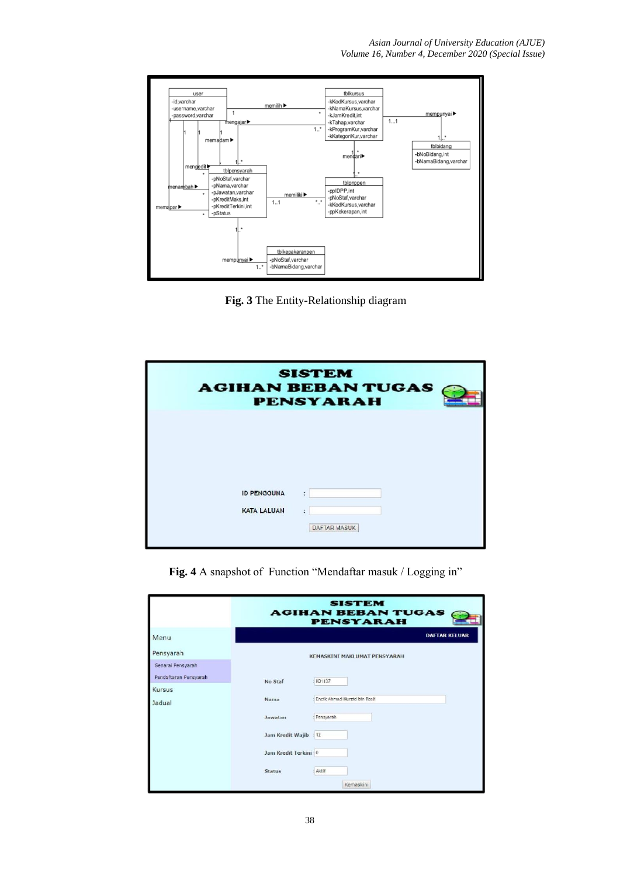**Fig. 3** The Entity-Relationship diagram

**Fig. 4** A snapshot of Function “Mendaftar masuk / Logging in”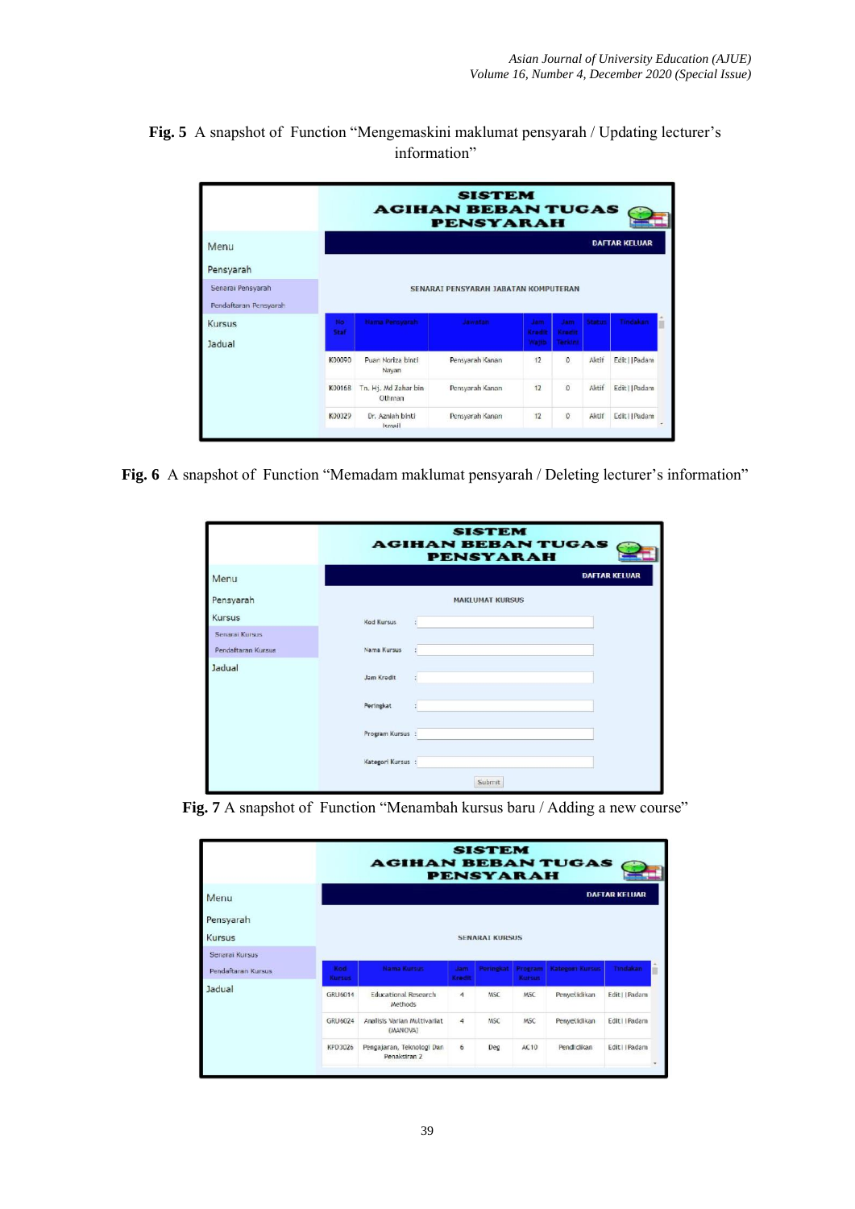**Fig. 5** A snapshot of Function "Mengemaskini maklumat pensyarah / Updating lecturer's information"

**Fig. 6** A snapshot of Function "Memadam maklumat pensyarah / Deleting lecturer's information"

**Fig. 7** A snapshot of Function "Menambah kursus baru / Adding a new course"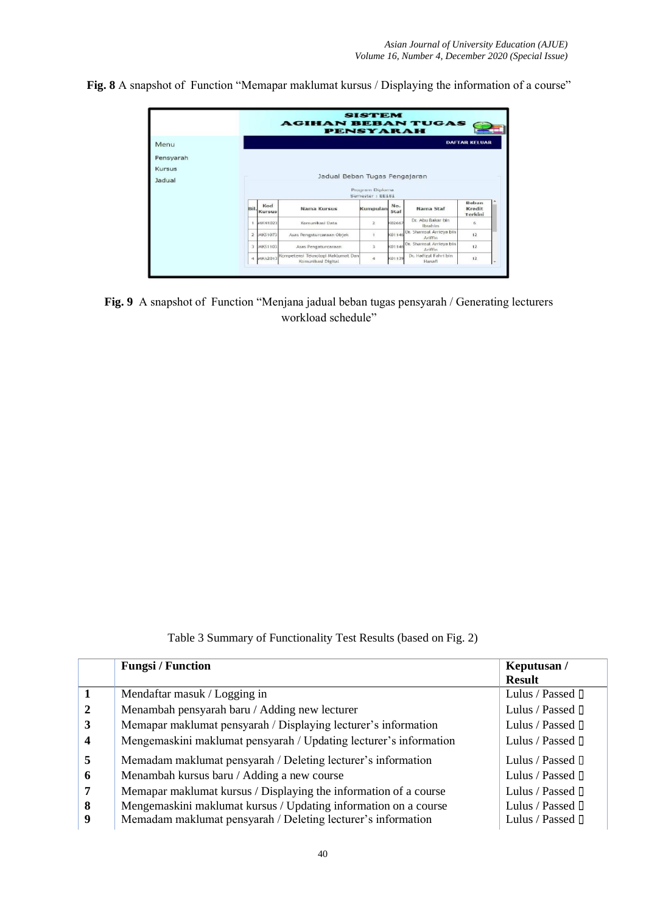**Fig. 8** A snapshot of Function "Memapar maklumat kursus / Displaying the information of a course"

**Fig. 9** A snapshot of Function "Menjana jadual beban tugas pensyarah / Generating lecturers workload schedule"

Table 3 Summary of Functionality Test Results (based on Fig. 2)

| | **Fungsi / Function** | **Keputusan / Result** |
|---|---|---|
| **1** | Mendaftar masuk / Logging in | Lulus / Passed |
| **2** | Menambah pensyarah baru / Adding new lecturer | Lulus / Passed |
| **3** | Memapar maklumat pensyarah / Displaying lecturer's information | Lulus / Passed |
| **4** | Mengemaskini maklumat pensyarah / Updating lecturer's information | Lulus / Passed |
| **5** | Memadam maklumat pensyarah / Deleting lecturer's information | Lulus / Passed |
| **6** | Menambah kursus baru / Adding a new course | Lulus / Passed |
| **7** | Memapar maklumat kursus / Displaying the information of a course | Lulus / Passed |
| **8** | Mengemaskini maklumat kursus / Updating information on a course | Lulus / Passed |
| **9** | Memadam maklumat pensyarah / Deleting lecturer's information | Lulus / Passed |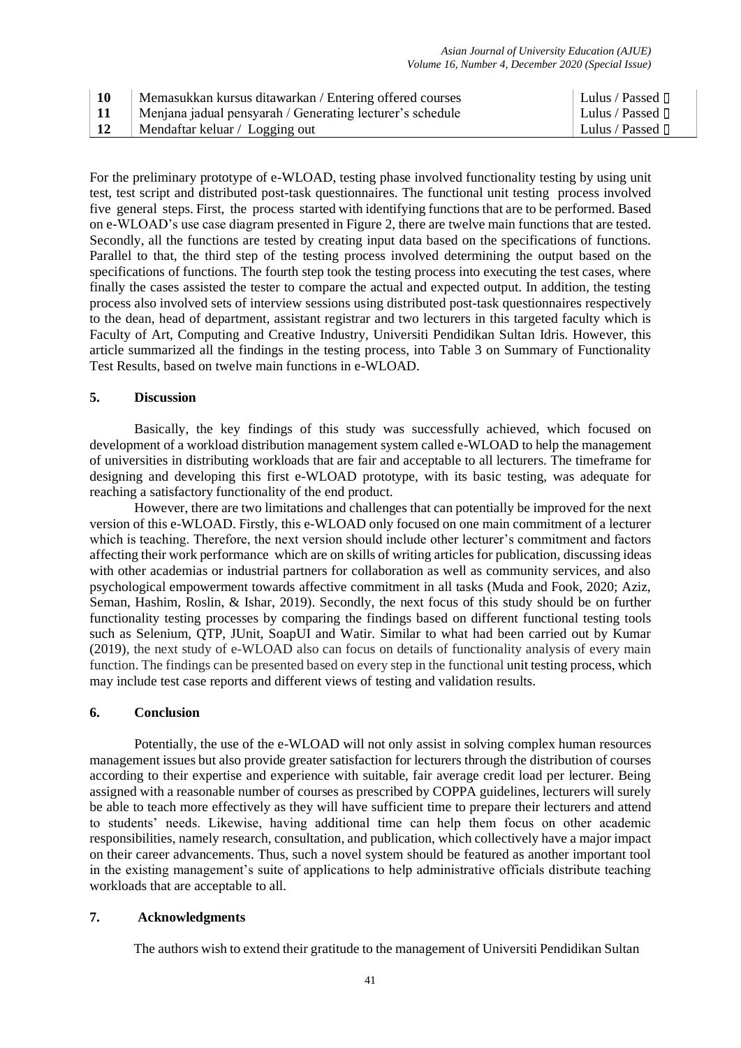| 10 | Memasukkan kursus ditawarkan / Entering offered courses | Lulus / Passed  |
|---|---|---|
| 11 | Menjana jadual pensyarah / Generating lecturer's schedule | Lulus / Passed  |
| 12 | Mendaftar keluar / Logging out | Lulus / Passed  |

For the preliminary prototype of e-WLOAD, testing phase involved functionality testing by using unit test, test script and distributed post-task questionnaires. The functional unit testing process involved five general steps. First, the process started with identifying functions that are to be performed. Based on e-WLOAD's use case diagram presented in Figure 2, there are twelve main functions that are tested. Secondly, all the functions are tested by creating input data based on the specifications of functions. Parallel to that, the third step of the testing process involved determining the output based on the specifications of functions. The fourth step took the testing process into executing the test cases, where finally the cases assisted the tester to compare the actual and expected output. In addition, the testing process also involved sets of interview sessions using distributed post-task questionnaires respectively to the dean, head of department, assistant registrar and two lecturers in this targeted faculty which is Faculty of Art, Computing and Creative Industry, Universiti Pendidikan Sultan Idris. However, this article summarized all the findings in the testing process, into Table 3 on Summary of Functionality Test Results, based on twelve main functions in e-WLOAD.

## 5. Discussion

Basically, the key findings of this study was successfully achieved, which focused on development of a workload distribution management system called e-WLOAD to help the management of universities in distributing workloads that are fair and acceptable to all lecturers. The timeframe for designing and developing this first e-WLOAD prototype, with its basic testing, was adequate for reaching a satisfactory functionality of the end product.

However, there are two limitations and challenges that can potentially be improved for the next version of this e-WLOAD. Firstly, this e-WLOAD only focused on one main commitment of a lecturer which is teaching. Therefore, the next version should include other lecturer's commitment and factors affecting their work performance which are on skills of writing articles for publication, discussing ideas with other academias or industrial partners for collaboration as well as community services, and also psychological empowerment towards affective commitment in all tasks (Muda and Fook, 2020; Aziz, Seman, Hashim, Roslin, & Ishar, 2019). Secondly, the next focus of this study should be on further functionality testing processes by comparing the findings based on different functional testing tools such as Selenium, QTP, JUnit, SoapUI and Watir. Similar to what had been carried out by Kumar (2019), the next study of e-WLOAD also can focus on details of functionality analysis of every main function. The findings can be presented based on every step in the functional unit testing process, which may include test case reports and different views of testing and validation results.

## 6. Conclusion

Potentially, the use of the e-WLOAD will not only assist in solving complex human resources management issues but also provide greater satisfaction for lecturers through the distribution of courses according to their expertise and experience with suitable, fair average credit load per lecturer. Being assigned with a reasonable number of courses as prescribed by COPPA guidelines, lecturers will surely be able to teach more effectively as they will have sufficient time to prepare their lecturers and attend to students' needs. Likewise, having additional time can help them focus on other academic responsibilities, namely research, consultation, and publication, which collectively have a major impact on their career advancements. Thus, such a novel system should be featured as another important tool in the existing management's suite of applications to help administrative officials distribute teaching workloads that are acceptable to all.

## 7. Acknowledgments

The authors wish to extend their gratitude to the management of Universiti Pendidikan Sultan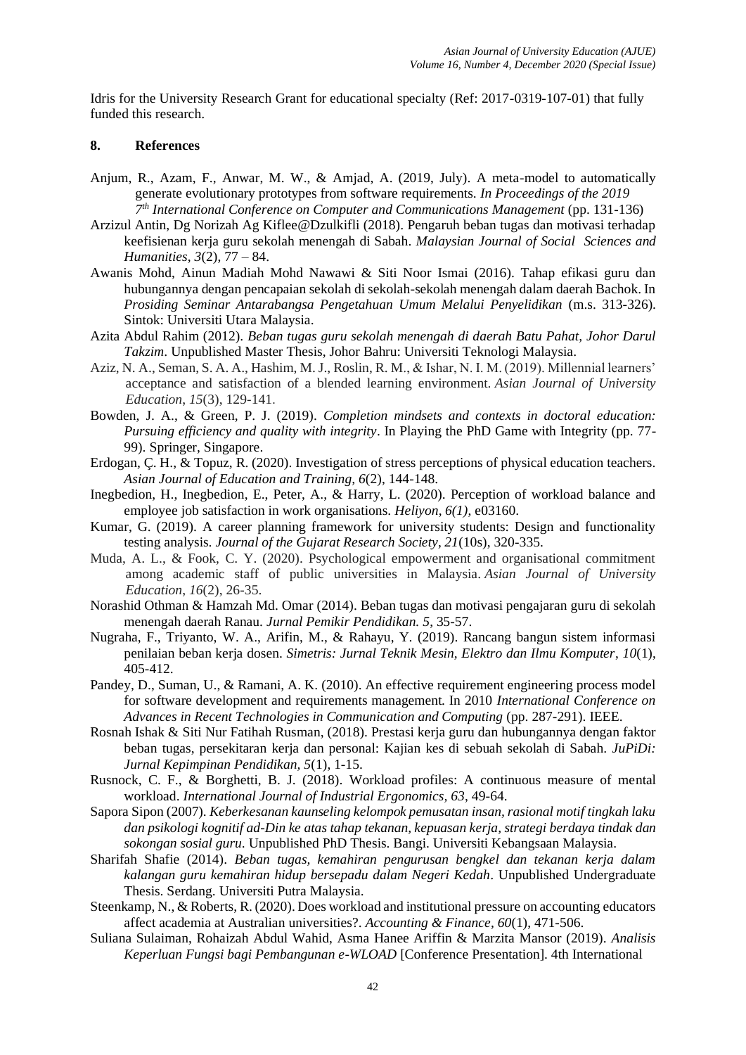Idris for the University Research Grant for educational specialty (Ref: 2017-0319-107-01) that fully funded this research.

## 8. References

Anjum, R., Azam, F., Anwar, M. W., & Amjad, A. (2019, July). A meta-model to automatically generate evolutionary prototypes from software requirements. *In Proceedings of the 2019 7th International Conference on Computer and Communications Management* (pp. 131-136)

Arzizul Antin, Dg Norizah Ag Kiflee@Dzulkifli (2018). Pengaruh beban tugas dan motivasi terhadap keefisienan kerja guru sekolah menengah di Sabah. *Malaysian Journal of Social Sciences and Humanities*, *3*(2), 77 – 84.

Awanis Mohd, Ainun Madiah Mohd Nawawi & Siti Noor Ismai (2016). Tahap efikasi guru dan hubungannya dengan pencapaian sekolah di sekolah-sekolah menengah dalam daerah Bachok. In *Prosiding Seminar Antarabangsa Pengetahuan Umum Melalui Penyelidikan* (m.s. 313-326). Sintok: Universiti Utara Malaysia.

Azita Abdul Rahim (2012). *Beban tugas guru sekolah menengah di daerah Batu Pahat, Johor Darul Takzim*. Unpublished Master Thesis, Johor Bahru: Universiti Teknologi Malaysia.

Aziz, N. A., Seman, S. A. A., Hashim, M. J., Roslin, R. M., & Ishar, N. I. M. (2019). Millennial learners' acceptance and satisfaction of a blended learning environment. *Asian Journal of University Education*, *15*(3), 129-141.

Bowden, J. A., & Green, P. J. (2019). *Completion mindsets and contexts in doctoral education: Pursuing efficiency and quality with integrity*. In Playing the PhD Game with Integrity (pp. 77-99). Springer, Singapore.

Erdogan, Ç. H., & Topuz, R. (2020). Investigation of stress perceptions of physical education teachers. *Asian Journal of Education and Training*, *6*(2), 144-148.

Inegbedion, H., Inegbedion, E., Peter, A., & Harry, L. (2020). Perception of workload balance and employee job satisfaction in work organisations. *Heliyon*, *6(1)*, e03160.

Kumar, G. (2019). A career planning framework for university students: Design and functionality testing analysis. *Journal of the Gujarat Research Society*, *21*(10s), 320-335.

Muda, A. L., & Fook, C. Y. (2020). Psychological empowerment and organisational commitment among academic staff of public universities in Malaysia. *Asian Journal of University Education*, *16*(2), 26-35.

Norashid Othman & Hamzah Md. Omar (2014). Beban tugas dan motivasi pengajaran guru di sekolah menengah daerah Ranau. *Jurnal Pemikir Pendidikan. 5*, 35-57.

Nugraha, F., Triyanto, W. A., Arifin, M., & Rahayu, Y. (2019). Rancang bangun sistem informasi penilaian beban kerja dosen. *Simetris: Jurnal Teknik Mesin, Elektro dan Ilmu Komputer*, *10*(1), 405-412.

Pandey, D., Suman, U., & Ramani, A. K. (2010). An effective requirement engineering process model for software development and requirements management. In 2010 *International Conference on Advances in Recent Technologies in Communication and Computing* (pp. 287-291). IEEE.

Rosnah Ishak & Siti Nur Fatihah Rusman, (2018). Prestasi kerja guru dan hubungannya dengan faktor beban tugas, persekitaran kerja dan personal: Kajian kes di sebuah sekolah di Sabah. *JuPiDi: Jurnal Kepimpinan Pendidikan, 5*(1), 1-15.

Rusnock, C. F., & Borghetti, B. J. (2018). Workload profiles: A continuous measure of mental workload. *International Journal of Industrial Ergonomics*, *63*, 49-64.

Sapora Sipon (2007). *Keberkesanan kaunseling kelompok pemusatan insan, rasional motif tingkah laku dan psikologi kognitif ad-Din ke atas tahap tekanan, kepuasan kerja, strategi berdaya tindak dan sokongan sosial guru*. Unpublished PhD Thesis. Bangi. Universiti Kebangsaan Malaysia.

Sharifah Shafie (2014). *Beban tugas, kemahiran pengurusan bengkel dan tekanan kerja dalam kalangan guru kemahiran hidup bersepadu dalam Negeri Kedah*. Unpublished Undergraduate Thesis. Serdang. Universiti Putra Malaysia.

Steenkamp, N., & Roberts, R. (2020). Does workload and institutional pressure on accounting educators affect academia at Australian universities?. *Accounting & Finance*, *60*(1), 471-506.

Suliana Sulaiman, Rohaizah Abdul Wahid, Asma Hanee Ariffin & Marzita Mansor (2019). *Analisis Keperluan Fungsi bagi Pembangunan e-WLOAD* [Conference Presentation]. 4th International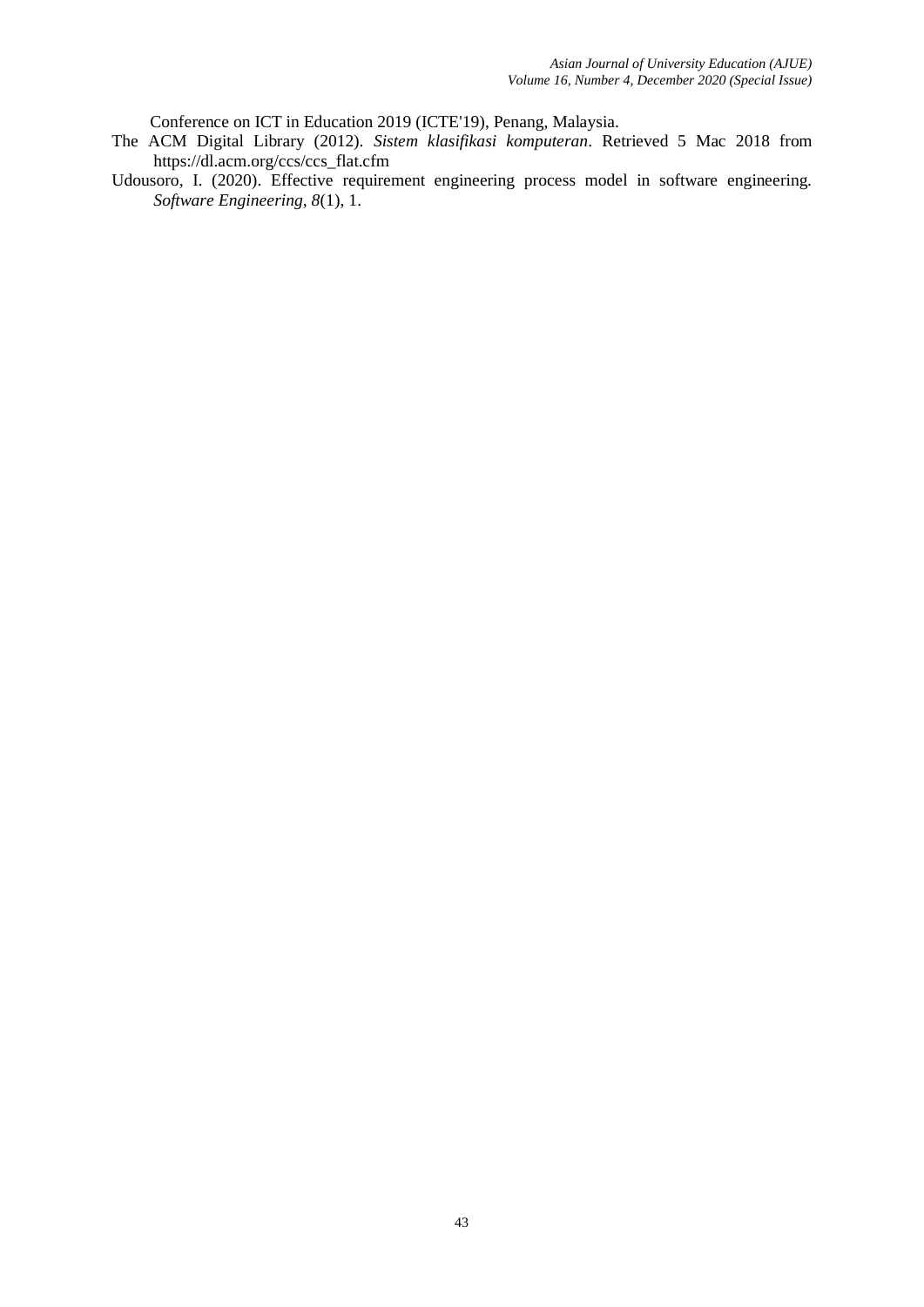Conference on ICT in Education 2019 (ICTE'19), Penang, Malaysia.

The ACM Digital Library (2012). *Sistem klasifikasi komputeran*. Retrieved 5 Mac 2018 from https://dl.acm.org/ccs/ccs_flat.cfm

Udousoro, I. (2020). Effective requirement engineering process model in software engineering. *Software Engineering*, *8*(1), 1.